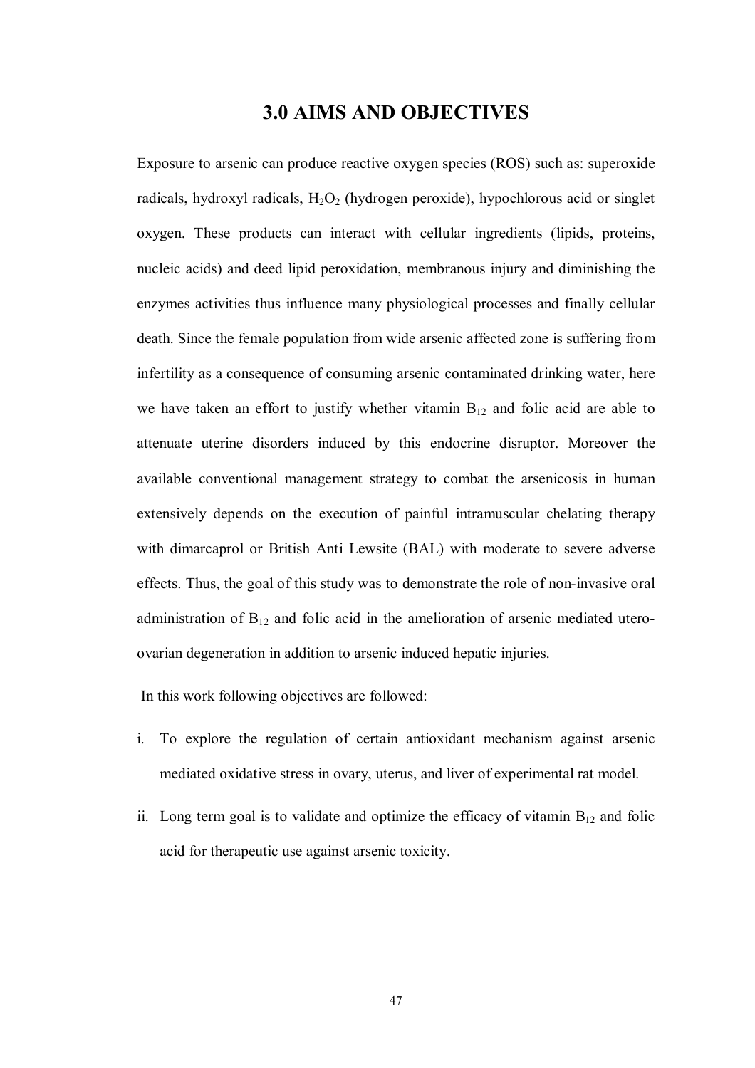# 3.0 AIMS AND OBJECTIVES

Exposure to arsenic can produce reactive oxygen species (ROS) such as: superoxide radicals, hydroxyl radicals, $H_2O_2$ (hydrogen peroxide), hypochlorous acid or singlet oxygen. These products can interact with cellular ingredients (lipids, proteins, nucleic acids) and deed lipid peroxidation, membranous injury and diminishing the enzymes activities thus influence many physiological processes and finally cellular death. Since the female population from wide arsenic affected zone is suffering from infertility as a consequence of consuming arsenic contaminated drinking water, here we have taken an effort to justify whether vitamin $B_{12}$ and folic acid are able to attenuate uterine disorders induced by this endocrine disruptor. Moreover the available conventional management strategy to combat the arsenicosis in human extensively depends on the execution of painful intramuscular chelating therapy with dimarcaprol or British Anti Lewsite (BAL) with moderate to severe adverse effects. Thus, the goal of this study was to demonstrate the role of non-invasive oral administration of $B_{12}$ and folic acid in the amelioration of arsenic mediated utero-ovarian degeneration in addition to arsenic induced hepatic injuries.

In this work following objectives are followed:

i. To explore the regulation of certain antioxidant mechanism against arsenic mediated oxidative stress in ovary, uterus, and liver of experimental rat model.

ii. Long term goal is to validate and optimize the efficacy of vitamin $B_{12}$ and folic acid for therapeutic use against arsenic toxicity.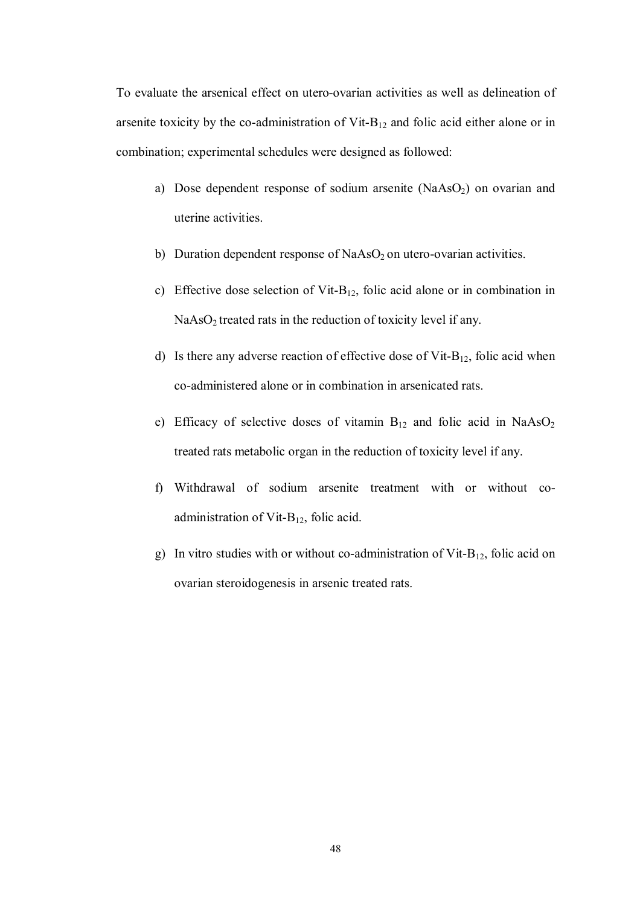To evaluate the arsenical effect on utero-ovarian activities as well as delineation of arsenite toxicity by the co-administration of Vit-$B_{12}$ and folic acid either alone or in combination; experimental schedules were designed as followed:

a) Dose dependent response of sodium arsenite ($NaAsO_2$) on ovarian and uterine activities.

b) Duration dependent response of $NaAsO_2$ on utero-ovarian activities.

c) Effective dose selection of Vit-$B_{12}$, folic acid alone or in combination in $NaAsO_2$ treated rats in the reduction of toxicity level if any.

d) Is there any adverse reaction of effective dose of Vit-$B_{12}$, folic acid when co-administered alone or in combination in arsenicated rats.

e) Efficacy of selective doses of vitamin $B_{12}$ and folic acid in $NaAsO_2$ treated rats metabolic organ in the reduction of toxicity level if any.

f) Withdrawal of sodium arsenite treatment with or without co-administration of Vit-$B_{12}$, folic acid.

g) In vitro studies with or without co-administration of Vit-$B_{12}$, folic acid on ovarian steroidogenesis in arsenic treated rats.